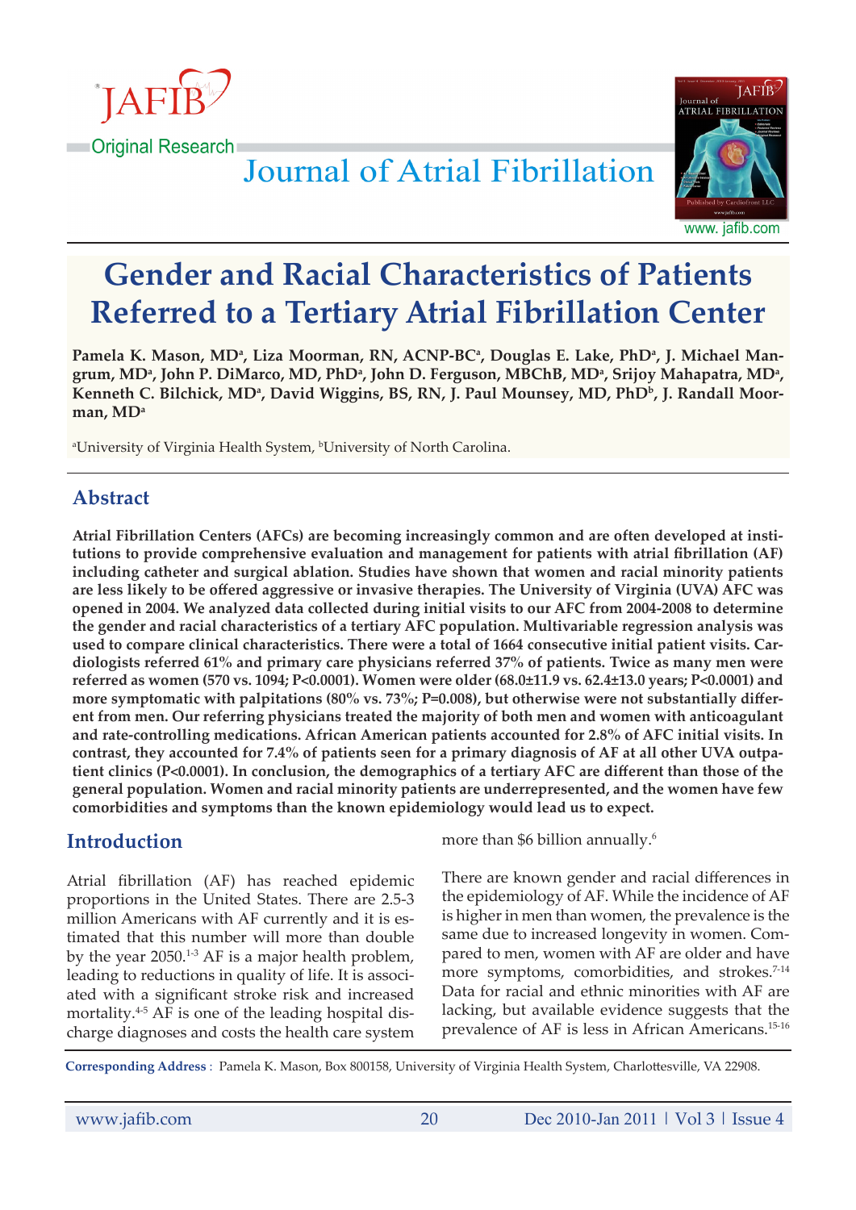Original Research

# Gender and Racial Characteristics of Patients Referred to a Tertiary Atrial Fibrillation Center

**Pamela K. Mason, MD[a], Liza Moorman, RN, ACNP-BC[a], Douglas E. Lake, PhD[a], J. Michael Mangrum, MD[a], John P. DiMarco, MD, PhD[a], John D. Ferguson, MBChB, MD[a], Srijoy Mahapatra, MD[a], Kenneth C. Bilchick, MD[a], David Wiggins, BS, RN, J. Paul Mounsey, MD, PhD[b], J. Randall Moorman, MD[a]**

[a]University of Virginia Health System, [b]University of North Carolina.

## Abstract

**Atrial Fibrillation Centers (AFCs) are becoming increasingly common and are often developed at institutions to provide comprehensive evaluation and management for patients with atrial fibrillation (AF) including catheter and surgical ablation. Studies have shown that women and racial minority patients are less likely to be offered aggressive or invasive therapies. The University of Virginia (UVA) AFC was opened in 2004. We analyzed data collected during initial visits to our AFC from 2004-2008 to determine the gender and racial characteristics of a tertiary AFC population. Multivariable regression analysis was used to compare clinical characteristics. There were a total of 1664 consecutive initial patient visits. Cardiologists referred 61% and primary care physicians referred 37% of patients. Twice as many men were referred as women (570 vs. 1094; P<0.0001). Women were older (68.0±11.9 vs. 62.4±13.0 years; P<0.0001) and more symptomatic with palpitations (80% vs. 73%; P=0.008), but otherwise were not substantially different from men. Our referring physicians treated the majority of both men and women with anticoagulant and rate-controlling medications. African American patients accounted for 2.8% of AFC initial visits. In contrast, they accounted for 7.4% of patients seen for a primary diagnosis of AF at all other UVA outpatient clinics (P<0.0001). In conclusion, the demographics of a tertiary AFC are different than those of the general population. Women and racial minority patients are underrepresented, and the women have few comorbidities and symptoms than the known epidemiology would lead us to expect.**

## Introduction

Atrial fibrillation (AF) has reached epidemic proportions in the United States. There are 2.5-3 million Americans with AF currently and it is estimated that this number will more than double by the year 2050.[1-3] AF is a major health problem, leading to reductions in quality of life. It is associated with a significant stroke risk and increased mortality.[4-5] AF is one of the leading hospital discharge diagnoses and costs the health care system more than $6 billion annually.[6]

There are known gender and racial differences in the epidemiology of AF. While the incidence of AF is higher in men than women, the prevalence is the same due to increased longevity in women. Compared to men, women with AF are older and have more symptoms, comorbidities, and strokes.[7-14] Data for racial and ethnic minorities with AF are lacking, but available evidence suggests that the prevalence of AF is less in African Americans.[15-16]

**Corresponding Address** : Pamela K. Mason, Box 800158, University of Virginia Health System, Charlottesville, VA 22908.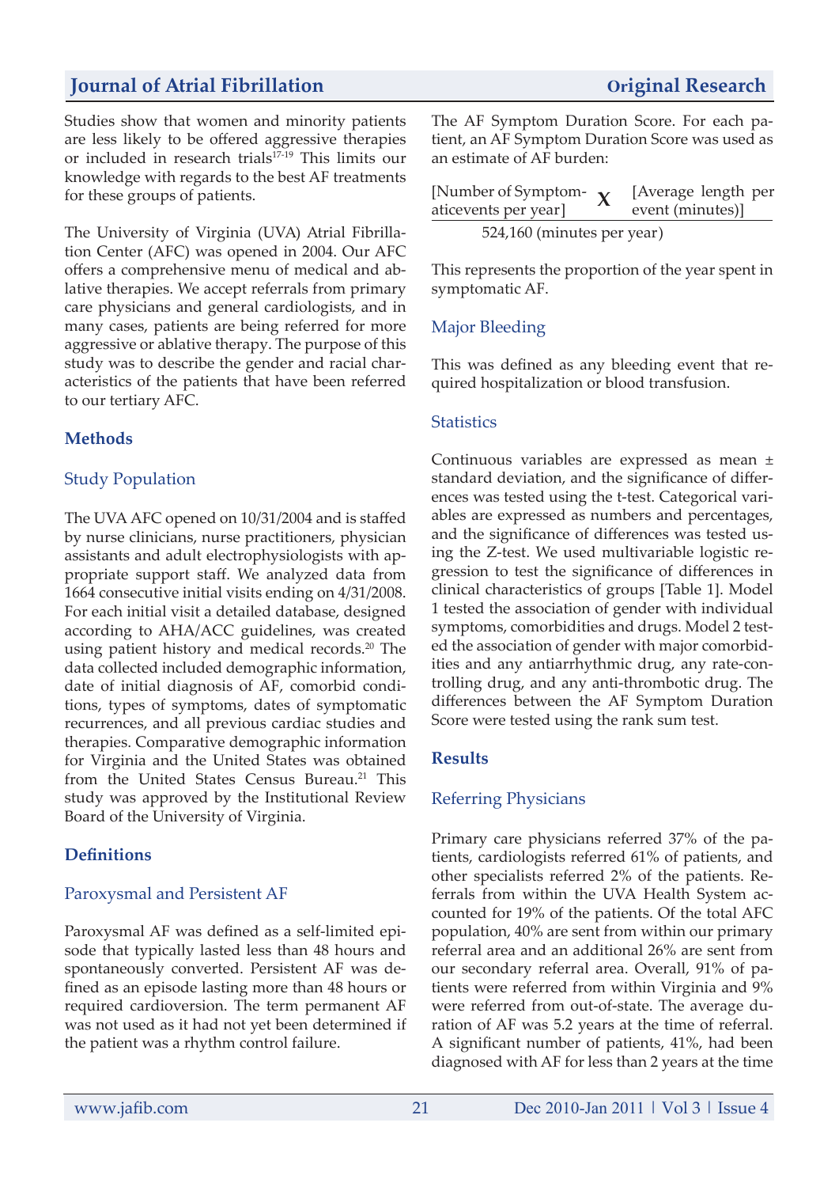Studies show that women and minority patients are less likely to be offered aggressive therapies or included in research trials[17-19] This limits our knowledge with regards to the best AF treatments for these groups of patients.

The University of Virginia (UVA) Atrial Fibrillation Center (AFC) was opened in 2004. Our AFC offers a comprehensive menu of medical and ablative therapies. We accept referrals from primary care physicians and general cardiologists, and in many cases, patients are being referred for more aggressive or ablative therapy. The purpose of this study was to describe the gender and racial characteristics of the patients that have been referred to our tertiary AFC.

## Methods

### Study Population

The UVA AFC opened on 10/31/2004 and is staffed by nurse clinicians, nurse practitioners, physician assistants and adult electrophysiologists with appropriate support staff. We analyzed data from 1664 consecutive initial visits ending on 4/31/2008. For each initial visit a detailed database, designed according to AHA/ACC guidelines, was created using patient history and medical records.[20] The data collected included demographic information, date of initial diagnosis of AF, comorbid conditions, types of symptoms, dates of symptomatic recurrences, and all previous cardiac studies and therapies. Comparative demographic information for Virginia and the United States was obtained from the United States Census Bureau.[21] This study was approved by the Institutional Review Board of the University of Virginia.

## Definitions

### Paroxysmal and Persistent AF

Paroxysmal AF was defined as a self-limited episode that typically lasted less than 48 hours and spontaneously converted. Persistent AF was defined as an episode lasting more than 48 hours or required cardioversion. The term permanent AF was not used as it had not yet been determined if the patient was a rhythm control failure.

The AF Symptom Duration Score. For each patient, an AF Symptom Duration Score was used as an estimate of AF burden:

$$\frac{[\text{Number of Symptomatic events per year}] \times [\text{Average length per event (minutes)}]}{524{,}160 \text{ (minutes per year)}}$$

This represents the proportion of the year spent in symptomatic AF.

### Major Bleeding

This was defined as any bleeding event that required hospitalization or blood transfusion.

### Statistics

Continuous variables are expressed as mean ± standard deviation, and the significance of differences was tested using the t-test. Categorical variables are expressed as numbers and percentages, and the significance of differences was tested using the Z-test. We used multivariable logistic regression to test the significance of differences in clinical characteristics of groups [Table 1]. Model 1 tested the association of gender with individual symptoms, comorbidities and drugs. Model 2 tested the association of gender with major comorbidities and any antiarrhythmic drug, any rate-controlling drug, and any anti-thrombotic drug. The differences between the AF Symptom Duration Score were tested using the rank sum test.

## Results

### Referring Physicians

Primary care physicians referred 37% of the patients, cardiologists referred 61% of patients, and other specialists referred 2% of the patients. Referrals from within the UVA Health System accounted for 19% of the patients. Of the total AFC population, 40% are sent from within our primary referral area and an additional 26% are sent from our secondary referral area. Overall, 91% of patients were referred from within Virginia and 9% were referred from out-of-state. The average duration of AF was 5.2 years at the time of referral. A significant number of patients, 41%, had been diagnosed with AF for less than 2 years at the time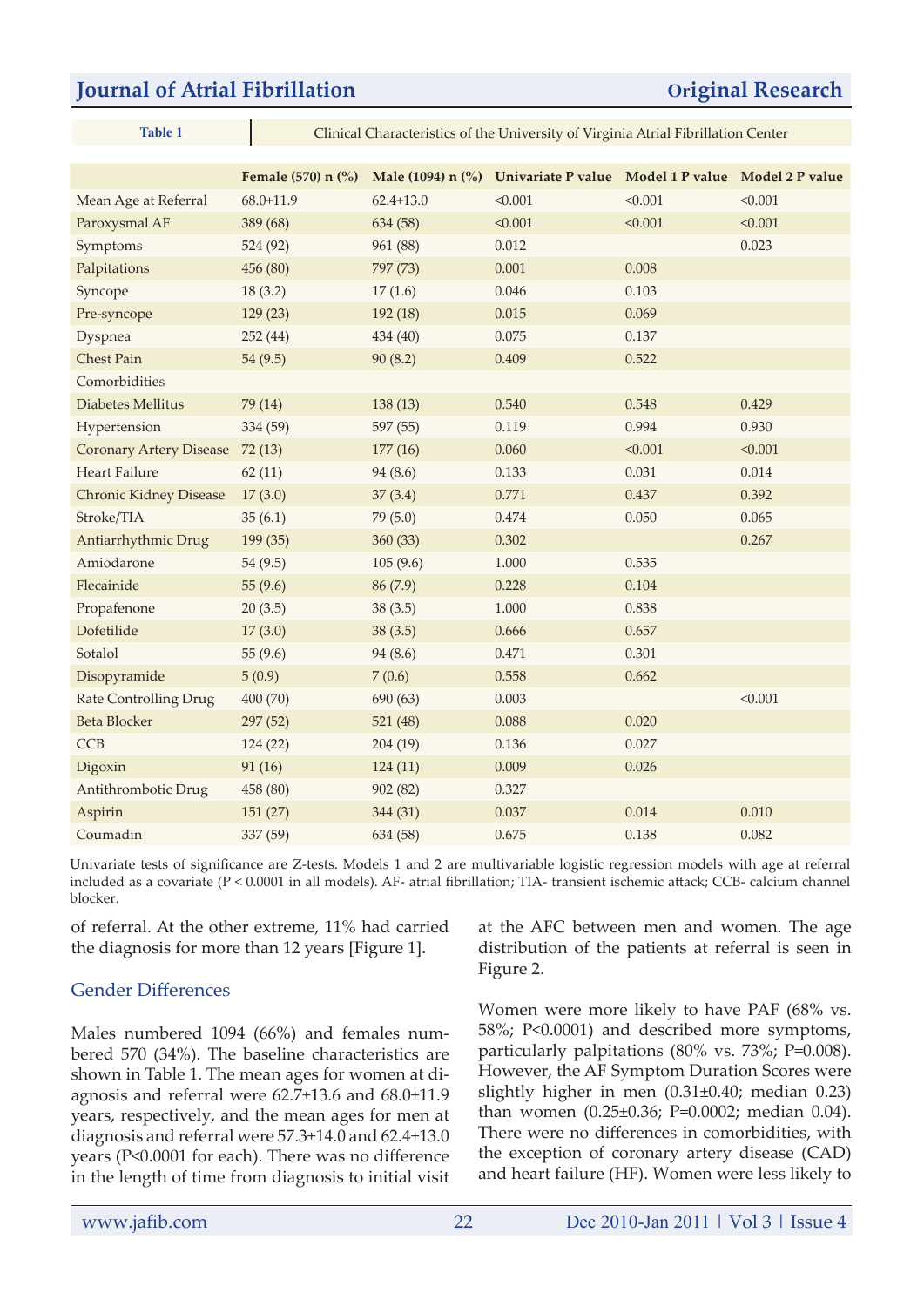**Table 1** Clinical Characteristics of the University of Virginia Atrial Fibrillation Center

| | Female (570) n (%) | Male (1094) n (%) | Univariate P value | Model 1 P value | Model 2 P value |
|---|---|---|---|---|---|
| Mean Age at Referral | 68.0+11.9 | 62.4+13.0 | <0.001 | <0.001 | <0.001 |
| Paroxysmal AF | 389 (68) | 634 (58) | <0.001 | <0.001 | <0.001 |
| Symptoms | 524 (92) | 961 (88) | 0.012 | | 0.023 |
| Palpitations | 456 (80) | 797 (73) | 0.001 | 0.008 | |
| Syncope | 18 (3.2) | 17 (1.6) | 0.046 | 0.103 | |
| Pre-syncope | 129 (23) | 192 (18) | 0.015 | 0.069 | |
| Dyspnea | 252 (44) | 434 (40) | 0.075 | 0.137 | |
| Chest Pain | 54 (9.5) | 90 (8.2) | 0.409 | 0.522 | |
| Comorbidities | | | | | |
| Diabetes Mellitus | 79 (14) | 138 (13) | 0.540 | 0.548 | 0.429 |
| Hypertension | 334 (59) | 597 (55) | 0.119 | 0.994 | 0.930 |
| Coronary Artery Disease | 72 (13) | 177 (16) | 0.060 | <0.001 | <0.001 |
| Heart Failure | 62 (11) | 94 (8.6) | 0.133 | 0.031 | 0.014 |
| Chronic Kidney Disease | 17 (3.0) | 37 (3.4) | 0.771 | 0.437 | 0.392 |
| Stroke/TIA | 35 (6.1) | 79 (5.0) | 0.474 | 0.050 | 0.065 |
| Antiarrhythmic Drug | 199 (35) | 360 (33) | 0.302 | | 0.267 |
| Amiodarone | 54 (9.5) | 105 (9.6) | 1.000 | 0.535 | |
| Flecainide | 55 (9.6) | 86 (7.9) | 0.228 | 0.104 | |
| Propafenone | 20 (3.5) | 38 (3.5) | 1.000 | 0.838 | |
| Dofetilide | 17 (3.0) | 38 (3.5) | 0.666 | 0.657 | |
| Sotalol | 55 (9.6) | 94 (8.6) | 0.471 | 0.301 | |
| Disopyramide | 5 (0.9) | 7 (0.6) | 0.558 | 0.662 | |
| Rate Controlling Drug | 400 (70) | 690 (63) | 0.003 | | <0.001 |
| Beta Blocker | 297 (52) | 521 (48) | 0.088 | 0.020 | |
| CCB | 124 (22) | 204 (19) | 0.136 | 0.027 | |
| Digoxin | 91 (16) | 124 (11) | 0.009 | 0.026 | |
| Antithrombotic Drug | 458 (80) | 902 (82) | 0.327 | | |
| Aspirin | 151 (27) | 344 (31) | 0.037 | 0.014 | 0.010 |
| Coumadin | 337 (59) | 634 (58) | 0.675 | 0.138 | 0.082 |

Univariate tests of significance are Z-tests. Models 1 and 2 are multivariable logistic regression models with age at referral included as a covariate (P < 0.0001 in all models). AF- atrial fibrillation; TIA- transient ischemic attack; CCB- calcium channel blocker.

of referral. At the other extreme, 11% had carried the diagnosis for more than 12 years [Figure 1].

## Gender Differences

Males numbered 1094 (66%) and females numbered 570 (34%). The baseline characteristics are shown in Table 1. The mean ages for women at diagnosis and referral were 62.7±13.6 and 68.0±11.9 years, respectively, and the mean ages for men at diagnosis and referral were 57.3±14.0 and 62.4±13.0 years (P<0.0001 for each). There was no difference in the length of time from diagnosis to initial visit at the AFC between men and women. The age distribution of the patients at referral is seen in Figure 2.

Women were more likely to have PAF (68% vs. 58%; P<0.0001) and described more symptoms, particularly palpitations (80% vs. 73%; P=0.008). However, the AF Symptom Duration Scores were slightly higher in men (0.31±0.40; median 0.23) than women (0.25±0.36; P=0.0002; median 0.04). There were no differences in comorbidities, with the exception of coronary artery disease (CAD) and heart failure (HF). Women were less likely to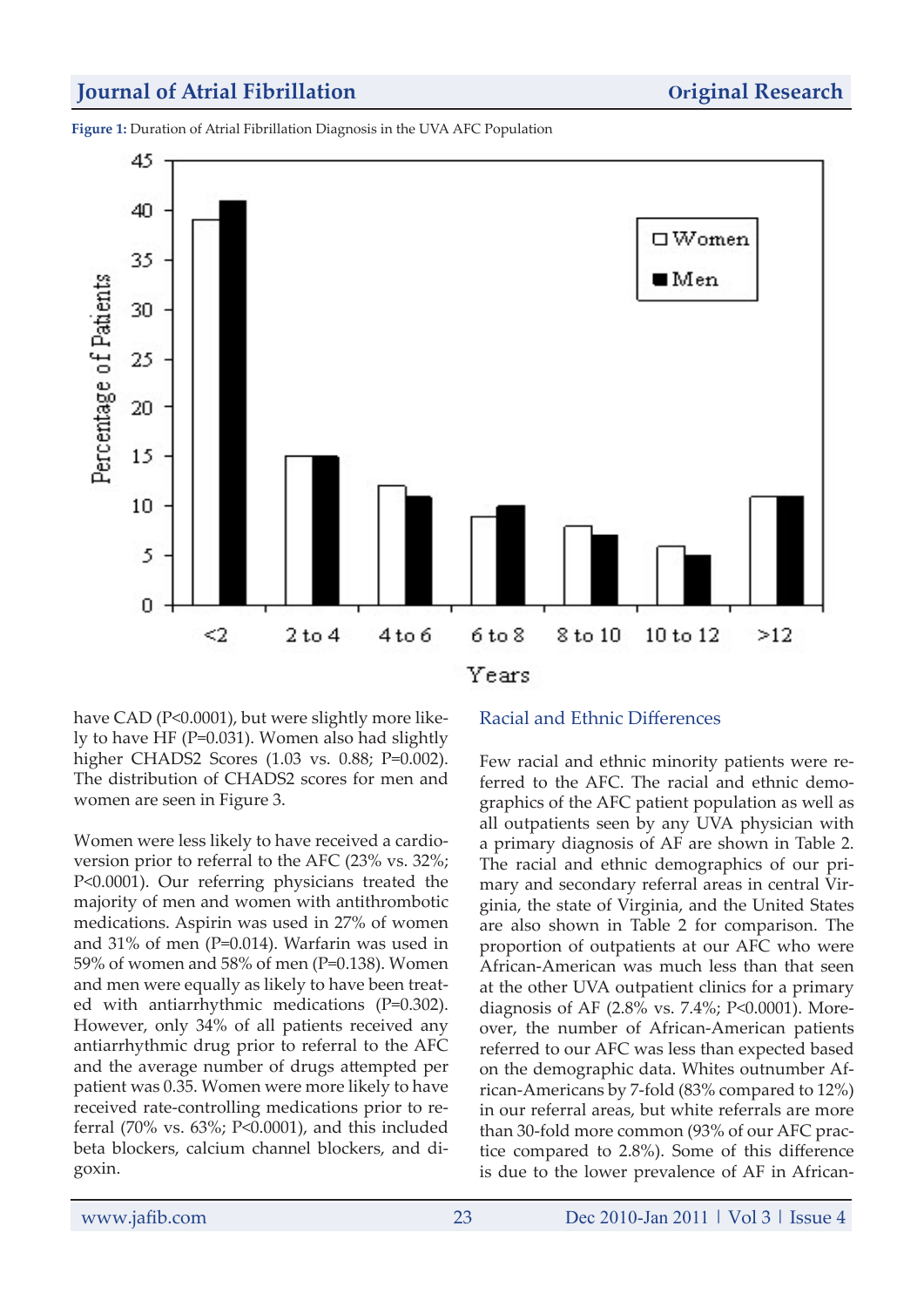**Figure 1:** Duration of Atrial Fibrillation Diagnosis in the UVA AFC Population

have CAD (P<0.0001), but were slightly more likely to have HF (P=0.031). Women also had slightly higher CHADS2 Scores (1.03 vs. 0.88; P=0.002). The distribution of CHADS2 scores for men and women are seen in Figure 3.

Women were less likely to have received a cardioversion prior to referral to the AFC (23% vs. 32%; P<0.0001). Our referring physicians treated the majority of men and women with antithrombotic medications. Aspirin was used in 27% of women and 31% of men (P=0.014). Warfarin was used in 59% of women and 58% of men (P=0.138). Women and men were equally as likely to have been treated with antiarrhythmic medications (P=0.302). However, only 34% of all patients received any antiarrhythmic drug prior to referral to the AFC and the average number of drugs attempted per patient was 0.35. Women were more likely to have received rate-controlling medications prior to referral (70% vs. 63%; P<0.0001), and this included beta blockers, calcium channel blockers, and digoxin.

## Racial and Ethnic Differences

Few racial and ethnic minority patients were referred to the AFC. The racial and ethnic demographics of the AFC patient population as well as all outpatients seen by any UVA physician with a primary diagnosis of AF are shown in Table 2. The racial and ethnic demographics of our primary and secondary referral areas in central Virginia, the state of Virginia, and the United States are also shown in Table 2 for comparison. The proportion of outpatients at our AFC who were African-American was much less than that seen at the other UVA outpatient clinics for a primary diagnosis of AF (2.8% vs. 7.4%; P<0.0001). Moreover, the number of African-American patients referred to our AFC was less than expected based on the demographic data. Whites outnumber African-Americans by 7-fold (83% compared to 12%) in our referral areas, but white referrals are more than 30-fold more common (93% of our AFC practice compared to 2.8%). Some of this difference is due to the lower prevalence of AF in African-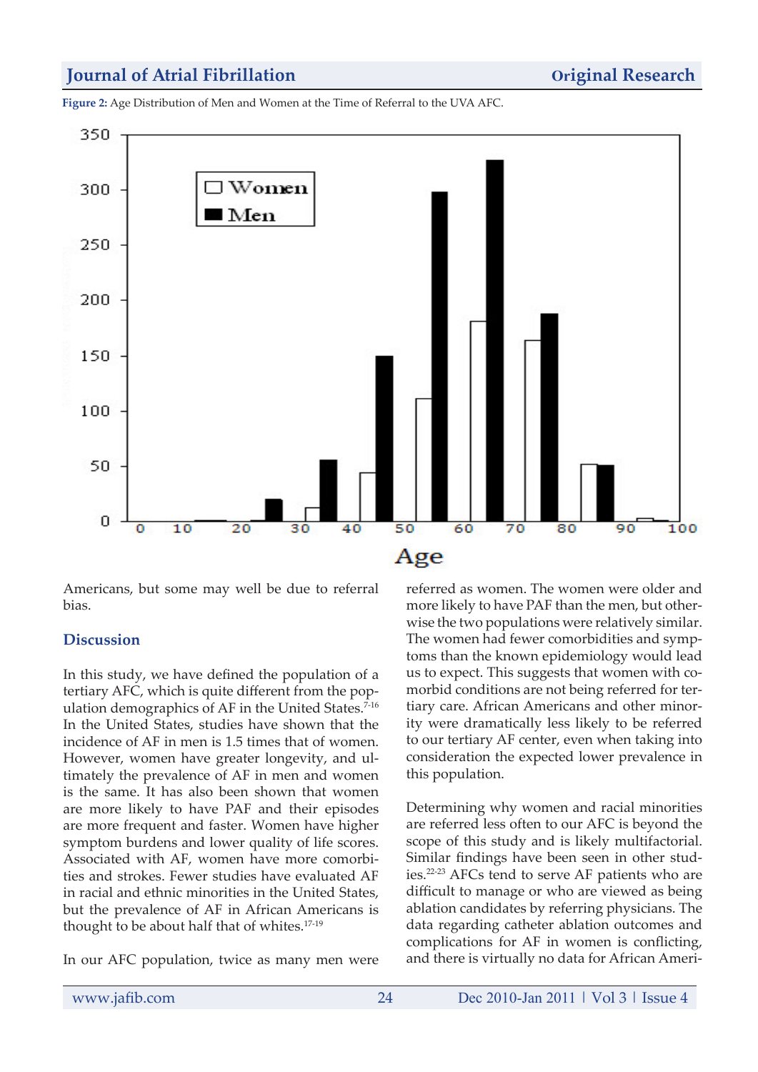**Figure 2:** Age Distribution of Men and Women at the Time of Referral to the UVA AFC.

Americans, but some may well be due to referral bias.

## Discussion

In this study, we have defined the population of a tertiary AFC, which is quite different from the population demographics of AF in the United States.[7-16] In the United States, studies have shown that the incidence of AF in men is 1.5 times that of women. However, women have greater longevity, and ultimately the prevalence of AF in men and women is the same. It has also been shown that women are more likely to have PAF and their episodes are more frequent and faster. Women have higher symptom burdens and lower quality of life scores. Associated with AF, women have more comorbities and strokes. Fewer studies have evaluated AF in racial and ethnic minorities in the United States, but the prevalence of AF in African Americans is thought to be about half that of whites.[17-19]

In our AFC population, twice as many men were referred as women. The women were older and more likely to have PAF than the men, but otherwise the two populations were relatively similar. The women had fewer comorbidities and symptoms than the known epidemiology would lead us to expect. This suggests that women with comorbid conditions are not being referred for tertiary care. African Americans and other minority were dramatically less likely to be referred to our tertiary AF center, even when taking into consideration the expected lower prevalence in this population.

Determining why women and racial minorities are referred less often to our AFC is beyond the scope of this study and is likely multifactorial. Similar findings have been seen in other studies.[22-23] AFCs tend to serve AF patients who are difficult to manage or who are viewed as being ablation candidates by referring physicians. The data regarding catheter ablation outcomes and complications for AF in women is conflicting, and there is virtually no data for African Ameri-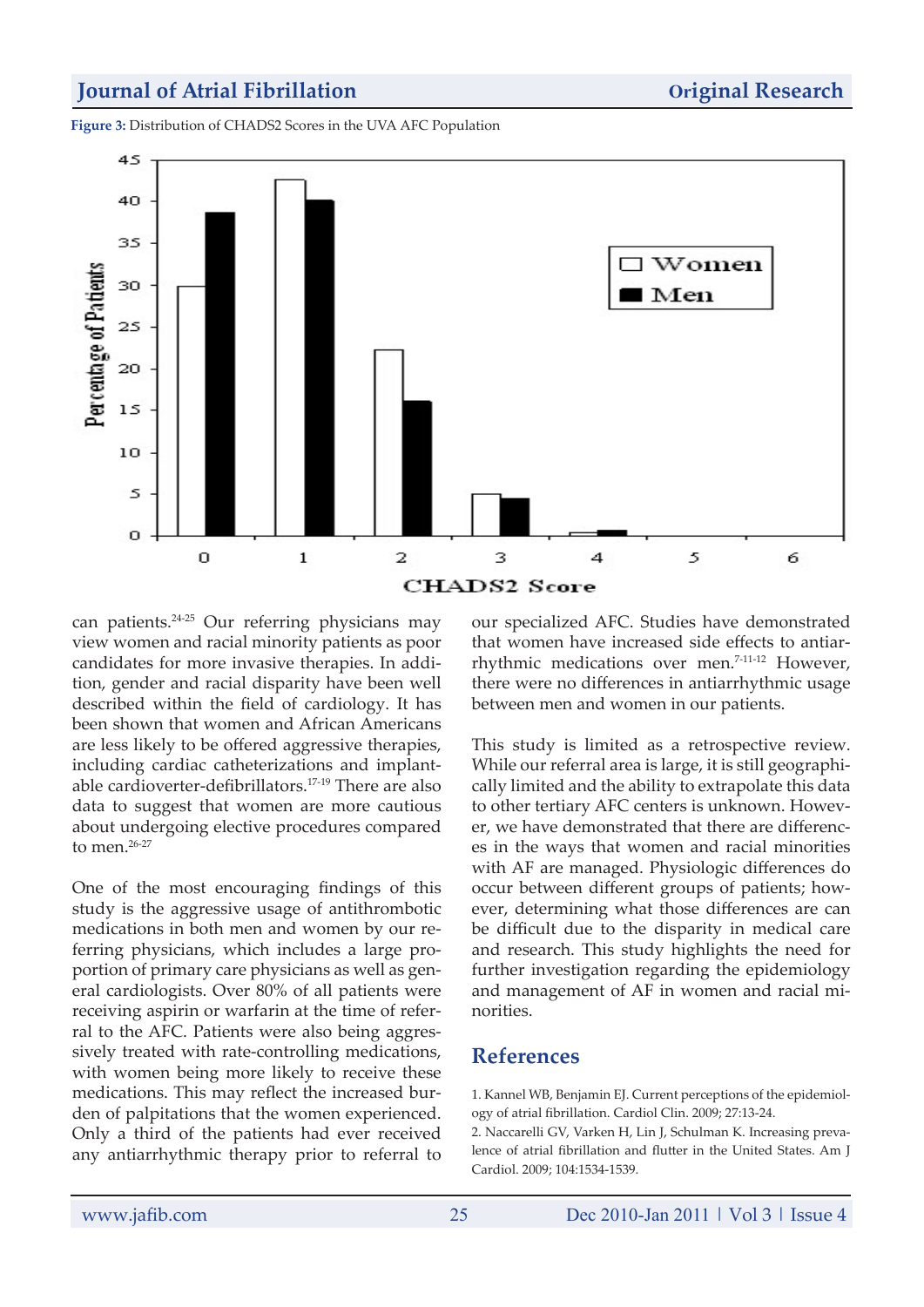Figure 3: Distribution of CHADS2 Scores in the UVA AFC Population

can patients.[24-25] Our referring physicians may view women and racial minority patients as poor candidates for more invasive therapies. In addition, gender and racial disparity have been well described within the field of cardiology. It has been shown that women and African Americans are less likely to be offered aggressive therapies, including cardiac catheterizations and implantable cardioverter-defibrillators.[17-19] There are also data to suggest that women are more cautious about undergoing elective procedures compared to men.[26-27]

One of the most encouraging findings of this study is the aggressive usage of antithrombotic medications in both men and women by our referring physicians, which includes a large proportion of primary care physicians as well as general cardiologists. Over 80% of all patients were receiving aspirin or warfarin at the time of referral to the AFC. Patients were also being aggressively treated with rate-controlling medications, with women being more likely to receive these medications. This may reflect the increased burden of palpitations that the women experienced. Only a third of the patients had ever received any antiarrhythmic therapy prior to referral to our specialized AFC. Studies have demonstrated that women have increased side effects to antiarrhythmic medications over men.[7-11-12] However, there were no differences in antiarrhythmic usage between men and women in our patients.

This study is limited as a retrospective review. While our referral area is large, it is still geographically limited and the ability to extrapolate this data to other tertiary AFC centers is unknown. However, we have demonstrated that there are differences in the ways that women and racial minorities with AF are managed. Physiologic differences do occur between different groups of patients; however, determining what those differences are can be difficult due to the disparity in medical care and research. This study highlights the need for further investigation regarding the epidemiology and management of AF in women and racial minorities.

## References

1. Kannel WB, Benjamin EJ. Current perceptions of the epidemiology of atrial fibrillation. Cardiol Clin. 2009; 27:13-24.
2. Naccarelli GV, Varken H, Lin J, Schulman K. Increasing prevalence of atrial fibrillation and flutter in the United States. Am J Cardiol. 2009; 104:1534-1539.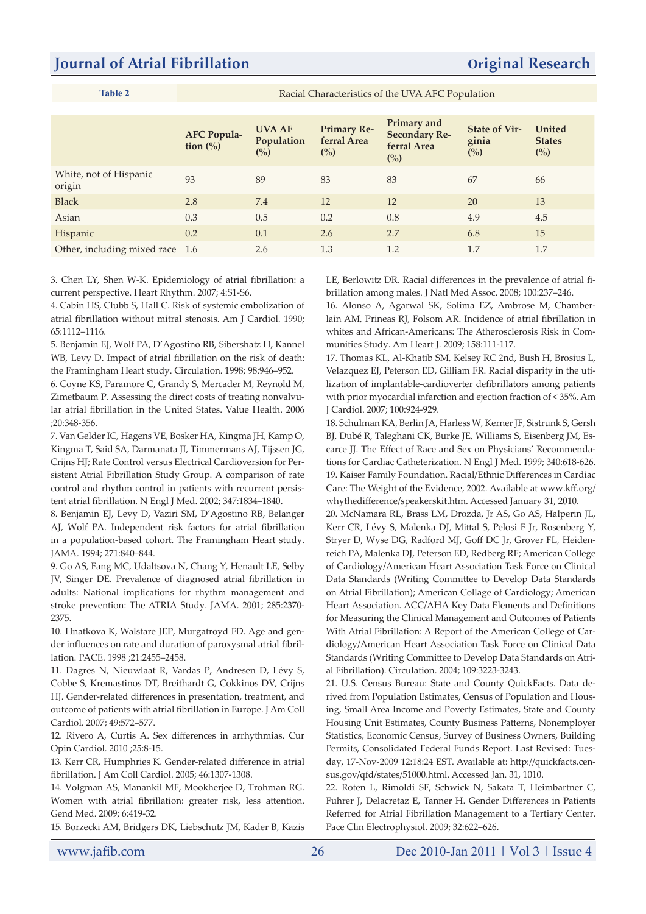**Table 2** Racial Characteristics of the UVA AFC Population

| | AFC Population (%) | UVA AF Population (%) | Primary Referral Area (%) | Primary and Secondary Referral Area (%) | State of Virginia (%) | United States (%) |
|---|---|---|---|---|---|---|
| White, not of Hispanic origin | 93 | 89 | 83 | 83 | 67 | 66 |
| Black | 2.8 | 7.4 | 12 | 12 | 20 | 13 |
| Asian | 0.3 | 0.5 | 0.2 | 0.8 | 4.9 | 4.5 |
| Hispanic | 0.2 | 0.1 | 2.6 | 2.7 | 6.8 | 15 |
| Other, including mixed race | 1.6 | 2.6 | 1.3 | 1.2 | 1.7 | 1.7 |

3. Chen LY, Shen W-K. Epidemiology of atrial fibrillation: a current perspective. Heart Rhythm. 2007; 4:S1-S6.

4. Cabin HS, Clubb S, Hall C. Risk of systemic embolization of atrial fibrillation without mitral stenosis. Am J Cardiol. 1990; 65:1112–1116.

5. Benjamin EJ, Wolf PA, D'Agostino RB, Sibershatz H, Kannel WB, Levy D. Impact of atrial fibrillation on the risk of death: the Framingham Heart study. Circulation. 1998; 98:946–952.

6. Coyne KS, Paramore C, Grandy S, Mercader M, Reynold M, Zimetbaum P. Assessing the direct costs of treating nonvalvular atrial fibrillation in the United States. Value Health. 2006 ;20:348-356.

7. Van Gelder IC, Hagens VE, Bosker HA, Kingma JH, Kamp O, Kingma T, Said SA, Darmanata JI, Timmermans AJ, Tijssen JG, Crijns HJ; Rate Control versus Electrical Cardioversion for Persistent Atrial Fibrillation Study Group. A comparison of rate control and rhythm control in patients with recurrent persistent atrial fibrillation. N Engl J Med. 2002; 347:1834–1840.

8. Benjamin EJ, Levy D, Vaziri SM, D'Agostino RB, Belanger AJ, Wolf PA. Independent risk factors for atrial fibrillation in a population-based cohort. The Framingham Heart study. JAMA. 1994; 271:840–844.

9. Go AS, Fang MC, Udaltsova N, Chang Y, Henault LE, Selby JV, Singer DE. Prevalence of diagnosed atrial fibrillation in adults: National implications for rhythm management and stroke prevention: The ATRIA Study. JAMA. 2001; 285:2370-2375.

10. Hnatkova K, Walstare JEP, Murgatroyd FD. Age and gender influences on rate and duration of paroxysmal atrial fibrillation. PACE. 1998 ;21:2455–2458.

11. Dagres N, Nieuwlaat R, Vardas P, Andresen D, Lévy S, Cobbe S, Kremastinos DT, Breithardt G, Cokkinos DV, Crijns HJ. Gender-related differences in presentation, treatment, and outcome of patients with atrial fibrillation in Europe. J Am Coll Cardiol. 2007; 49:572–577.

12. Rivero A, Curtis A. Sex differences in arrhythmias. Cur Opin Cardiol. 2010 ;25:8-15.

13. Kerr CR, Humphries K. Gender-related difference in atrial fibrillation. J Am Coll Cardiol. 2005; 46:1307-1308.

14. Volgman AS, Manankil MF, Mookherjee D, Trohman RG. Women with atrial fibrillation: greater risk, less attention. Gend Med. 2009; 6:419-32.

15. Borzecki AM, Bridgers DK, Liebschutz JM, Kader B, Kazis LE, Berlowitz DR. Racial differences in the prevalence of atrial fibrillation among males. J Natl Med Assoc. 2008; 100:237–246.

16. Alonso A, Agarwal SK, Solima EZ, Ambrose M, Chamberlain AM, Prineas RJ, Folsom AR. Incidence of atrial fibrillation in whites and African-Americans: The Atherosclerosis Risk in Communities Study. Am Heart J. 2009; 158:111-117.

17. Thomas KL, Al-Khatib SM, Kelsey RC 2nd, Bush H, Brosius L, Velazquez EJ, Peterson ED, Gilliam FR. Racial disparity in the utilization of implantable-cardioverter defibrillators among patients with prior myocardial infarction and ejection fraction of < 35%. Am J Cardiol. 2007; 100:924-929.

18. Schulman KA, Berlin JA, Harless W, Kerner JF, Sistrunk S, Gersh BJ, Dubé R, Taleghani CK, Burke JE, Williams S, Eisenberg JM, Escarce JJ. The Effect of Race and Sex on Physicians' Recommendations for Cardiac Catheterization. N Engl J Med. 1999; 340:618-626.

19. Kaiser Family Foundation. Racial/Ethnic Differences in Cardiac Care: The Weight of the Evidence, 2002. Available at www.kff.org/whythedifference/speakerskit.htm. Accessed January 31, 2010.

20. McNamara RL, Brass LM, Drozda, Jr AS, Go AS, Halperin JL, Kerr CR, Lévy S, Malenka DJ, Mittal S, Pelosi F Jr, Rosenberg Y, Stryer D, Wyse DG, Radford MJ, Goff DC Jr, Grover FL, Heidenreich PA, Malenka DJ, Peterson ED, Redberg RF; American College of Cardiology/American Heart Association Task Force on Clinical Data Standards (Writing Committee to Develop Data Standards on Atrial Fibrillation); American Collage of Cardiology; American Heart Association. ACC/AHA Key Data Elements and Definitions for Measuring the Clinical Management and Outcomes of Patients With Atrial Fibrillation: A Report of the American College of Cardiology/American Heart Association Task Force on Clinical Data Standards (Writing Committee to Develop Data Standards on Atrial Fibrillation). Circulation. 2004; 109:3223-3243.

21. U.S. Census Bureau: State and County QuickFacts. Data derived from Population Estimates, Census of Population and Housing, Small Area Income and Poverty Estimates, State and County Housing Unit Estimates, County Business Patterns, Nonemployer Statistics, Economic Census, Survey of Business Owners, Building Permits, Consolidated Federal Funds Report. Last Revised: Tuesday, 17-Nov-2009 12:18:24 EST. Available at: http://quickfacts.census.gov/qfd/states/51000.html. Accessed Jan. 31, 1010.

22. Roten L, Rimoldi SF, Schwick N, Sakata T, Heimbartner C, Fuhrer J, Delacretaz E, Tanner H. Gender Differences in Patients Referred for Atrial Fibrillation Management to a Tertiary Center. Pace Clin Electrophysiol. 2009; 32:622–626.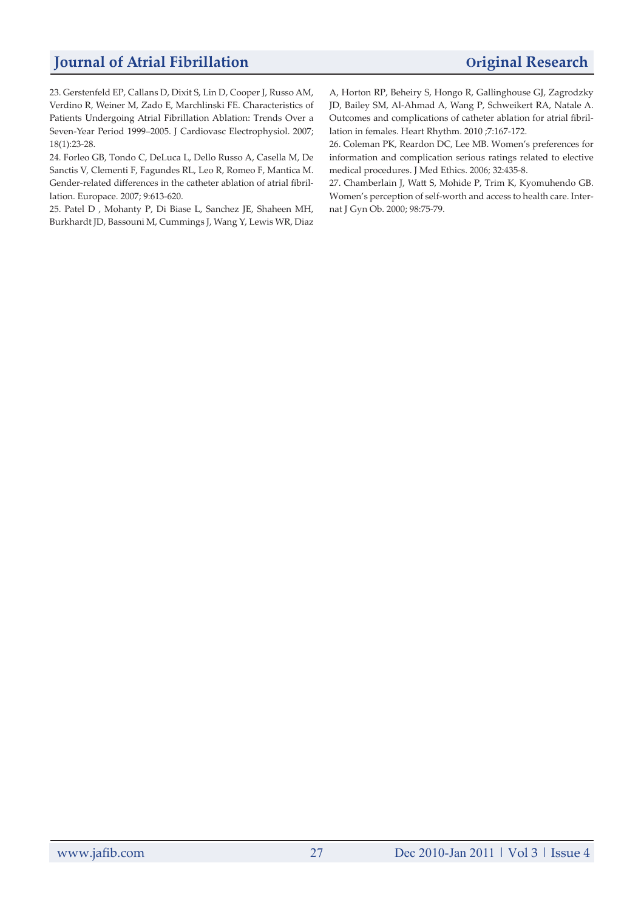23. Gerstenfeld EP, Callans D, Dixit S, Lin D, Cooper J, Russo AM, Verdino R, Weiner M, Zado E, Marchlinski FE. Characteristics of Patients Undergoing Atrial Fibrillation Ablation: Trends Over a Seven-Year Period 1999–2005. J Cardiovasc Electrophysiol. 2007; 18(1):23-28.

24. Forleo GB, Tondo C, DeLuca L, Dello Russo A, Casella M, De Sanctis V, Clementi F, Fagundes RL, Leo R, Romeo F, Mantica M. Gender-related differences in the catheter ablation of atrial fibrillation. Europace. 2007; 9:613-620.

25. Patel D , Mohanty P, Di Biase L, Sanchez JE, Shaheen MH, Burkhardt JD, Bassouni M, Cummings J, Wang Y, Lewis WR, Diaz A, Horton RP, Beheiry S, Hongo R, Gallinghouse GJ, Zagrodzky JD, Bailey SM, Al-Ahmad A, Wang P, Schweikert RA, Natale A. Outcomes and complications of catheter ablation for atrial fibrillation in females. Heart Rhythm. 2010 ;7:167-172.

26. Coleman PK, Reardon DC, Lee MB. Women's preferences for information and complication serious ratings related to elective medical procedures. J Med Ethics. 2006; 32:435-8.

27. Chamberlain J, Watt S, Mohide P, Trim K, Kyomuhendo GB. Women's perception of self-worth and access to health care. Internat J Gyn Ob. 2000; 98:75-79.